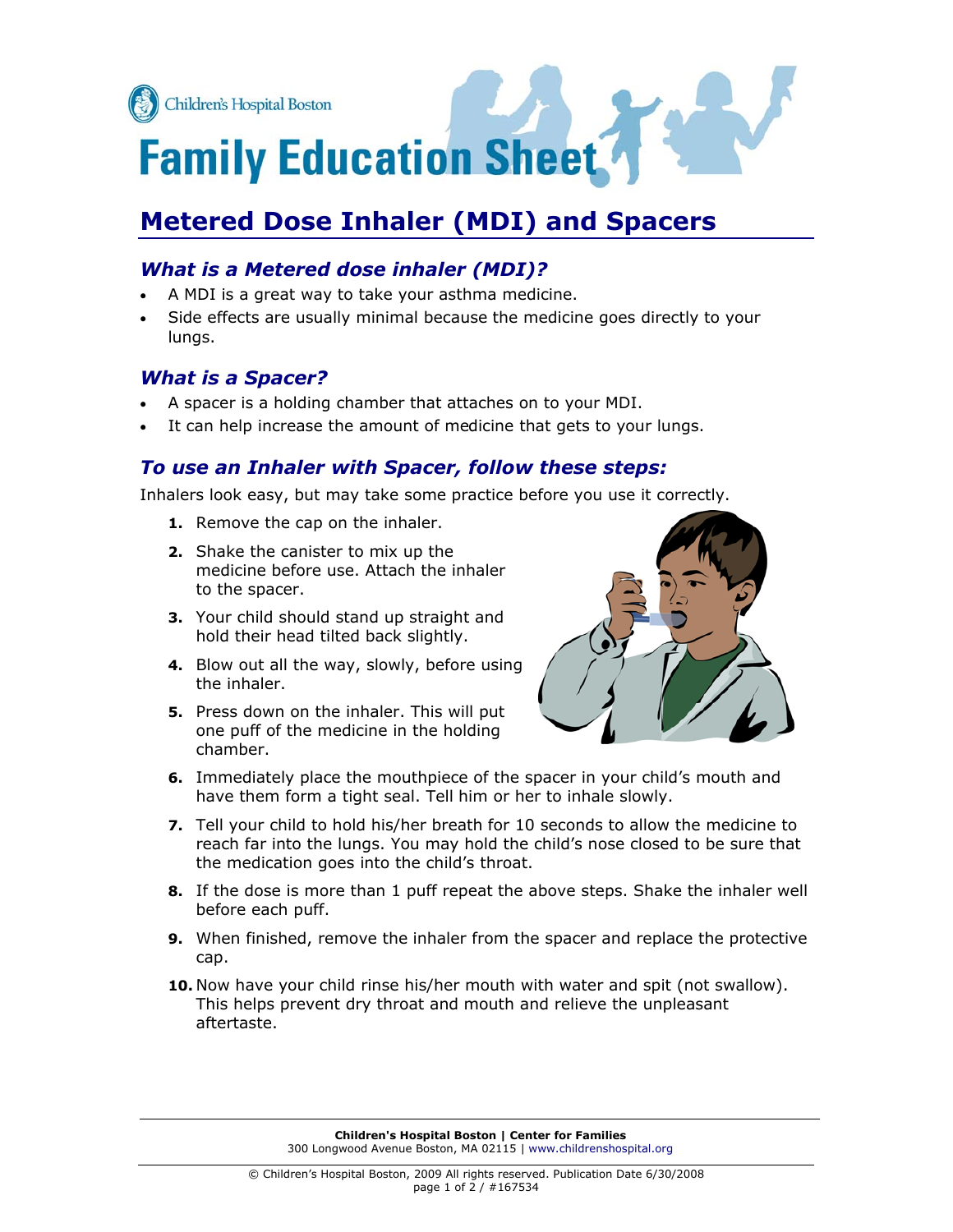Children's Hospital Boston

# Family Education Sheet

## Metered Dose Inhaler (MDI) and Spacers

### *What is a Metered dose inhaler (MDI)?*

- A MDI is a great way to take your asthma medicine.
- Side effects are usually minimal because the medicine goes directly to your lungs.

### *What is a Spacer?*

- A spacer is a holding chamber that attaches on to your MDI.
- It can help increase the amount of medicine that gets to your lungs.

### *To use an Inhaler with Spacer, follow these steps:*

Inhalers look easy, but may take some practice before you use it correctly.

1. Remove the cap on the inhaler.
2. Shake the canister to mix up the medicine before use. Attach the inhaler to the spacer.
3. Your child should stand up straight and hold their head tilted back slightly.
4. Blow out all the way, slowly, before using the inhaler.
5. Press down on the inhaler. This will put one puff of the medicine in the holding chamber.
6. Immediately place the mouthpiece of the spacer in your child's mouth and have them form a tight seal. Tell him or her to inhale slowly.
7. Tell your child to hold his/her breath for 10 seconds to allow the medicine to reach far into the lungs. You may hold the child's nose closed to be sure that the medication goes into the child's throat.
8. If the dose is more than 1 puff repeat the above steps. Shake the inhaler well before each puff.
9. When finished, remove the inhaler from the spacer and replace the protective cap.
10. Now have your child rinse his/her mouth with water and spit (not swallow). This helps prevent dry throat and mouth and relieve the unpleasant aftertaste.

**Children's Hospital Boston | Center for Families**
300 Longwood Avenue Boston, MA 02115 | www.childrenshospital.org

© Children's Hospital Boston, 2009 All rights reserved. Publication Date 6/30/2008
#167534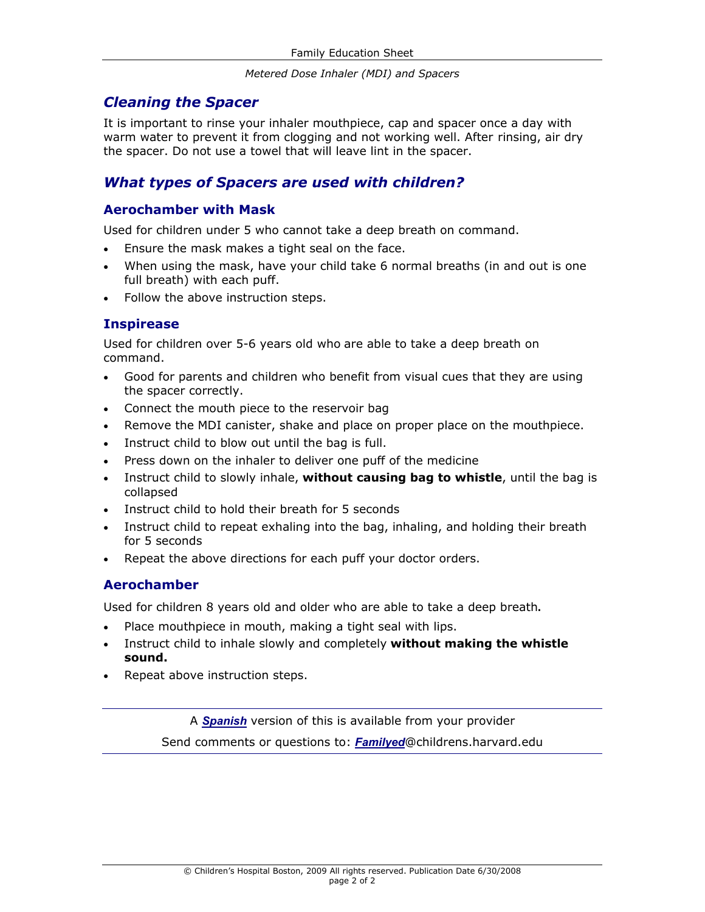## *Cleaning the Spacer*

It is important to rinse your inhaler mouthpiece, cap and spacer once a day with warm water to prevent it from clogging and not working well. After rinsing, air dry the spacer. Do not use a towel that will leave lint in the spacer.

## *What types of Spacers are used with children?*

### Aerochamber with Mask

Used for children under 5 who cannot take a deep breath on command.

- Ensure the mask makes a tight seal on the face.
- When using the mask, have your child take 6 normal breaths (in and out is one full breath) with each puff.
- Follow the above instruction steps.

### Inspirease

Used for children over 5-6 years old who are able to take a deep breath on command.

- Good for parents and children who benefit from visual cues that they are using the spacer correctly.
- Connect the mouth piece to the reservoir bag
- Remove the MDI canister, shake and place on proper place on the mouthpiece.
- Instruct child to blow out until the bag is full.
- Press down on the inhaler to deliver one puff of the medicine
- Instruct child to slowly inhale, **without causing bag to whistle**, until the bag is collapsed
- Instruct child to hold their breath for 5 seconds
- Instruct child to repeat exhaling into the bag, inhaling, and holding their breath for 5 seconds
- Repeat the above directions for each puff your doctor orders.

### Aerochamber

Used for children 8 years old and older who are able to take a deep breath.

- Place mouthpiece in mouth, making a tight seal with lips.
- Instruct child to inhale slowly and completely **without making the whistle sound.**
- Repeat above instruction steps.

---

A ***Spanish*** version of this is available from your provider

Send comments or questions to: ***Familyed***@childrens.harvard.edu

---

© Children's Hospital Boston, 2009 All rights reserved. Publication Date 6/30/2008